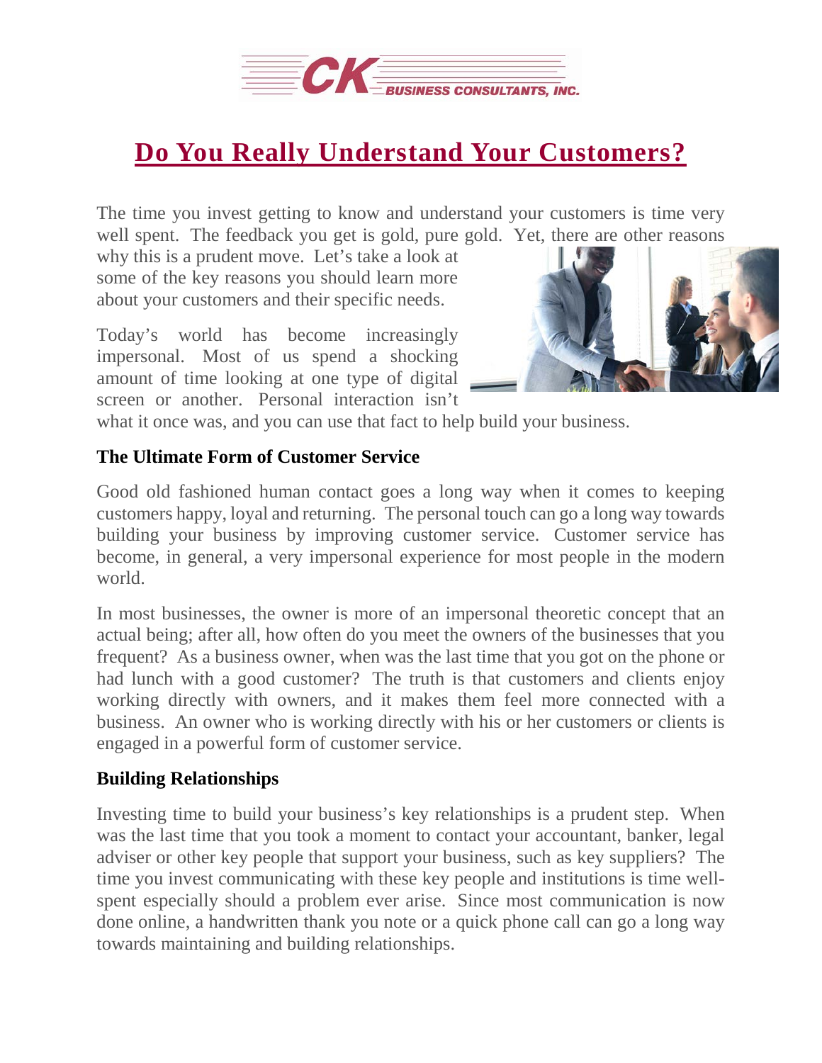# Do You Really Understand Your Customers?

The time you invest getting to know and understand your customers is time very well spent. The feedback you get is gold, pure gold. Yet, there are other reasons why this is a prudent move. Let's take a look at some of the key reasons you should learn more about your customers and their specific needs.

Today's world has become increasingly impersonal. Most of us spend a shocking amount of time looking at one type of digital screen or another. Personal interaction isn't what it once was, and you can use that fact to help build your business.

### The Ultimate Form of Customer Service

Good old fashioned human contact goes a long way when it comes to keeping customers happy, loyal and returning. The personal touch can go a long way towards building your business by improving customer service. Customer service has become, in general, a very impersonal experience for most people in the modern world.

In most businesses, the owner is more of an impersonal theoretic concept that an actual being; after all, how often do you meet the owners of the businesses that you frequent? As a business owner, when was the last time that you got on the phone or had lunch with a good customer? The truth is that customers and clients enjoy working directly with owners, and it makes them feel more connected with a business. An owner who is working directly with his or her customers or clients is engaged in a powerful form of customer service.

### Building Relationships

Investing time to build your business's key relationships is a prudent step. When was the last time that you took a moment to contact your accountant, banker, legal adviser or other key people that support your business, such as key suppliers? The time you invest communicating with these key people and institutions is time well-spent especially should a problem ever arise. Since most communication is now done online, a handwritten thank you note or a quick phone call can go a long way towards maintaining and building relationships.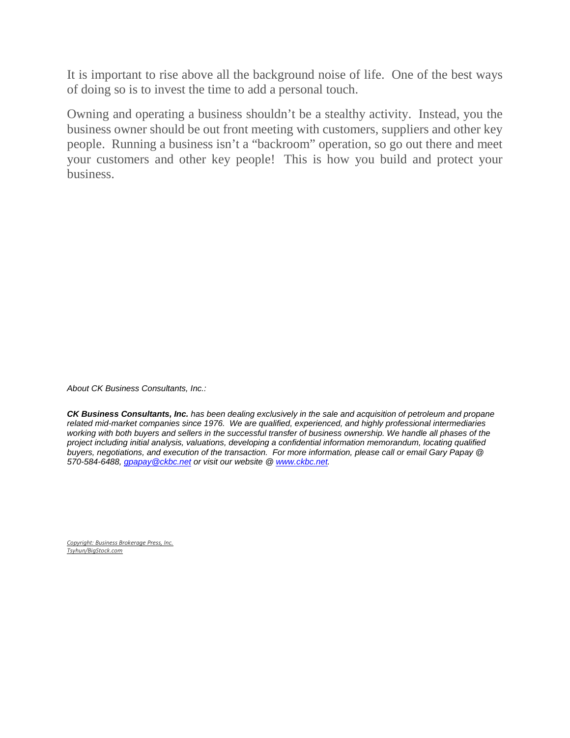It is important to rise above all the background noise of life. One of the best ways of doing so is to invest the time to add a personal touch.

Owning and operating a business shouldn't be a stealthy activity. Instead, you the business owner should be out front meeting with customers, suppliers and other key people. Running a business isn't a "backroom" operation, so go out there and meet your customers and other key people! This is how you build and protect your business.

*About CK Business Consultants, Inc.:*

***CK Business Consultants, Inc.*** *has been dealing exclusively in the sale and acquisition of petroleum and propane related mid-market companies since 1976. We are qualified, experienced, and highly professional intermediaries working with both buyers and sellers in the successful transfer of business ownership. We handle all phases of the project including initial analysis, valuations, developing a confidential information memorandum, locating qualified buyers, negotiations, and execution of the transaction. For more information, please call or email Gary Papay @ 570-584-6488, gpapay@ckbc.net or visit our website @ www.ckbc.net.*

*Copyright: Business Brokerage Press, Inc.*
*Tsyhun/BigStock.com*